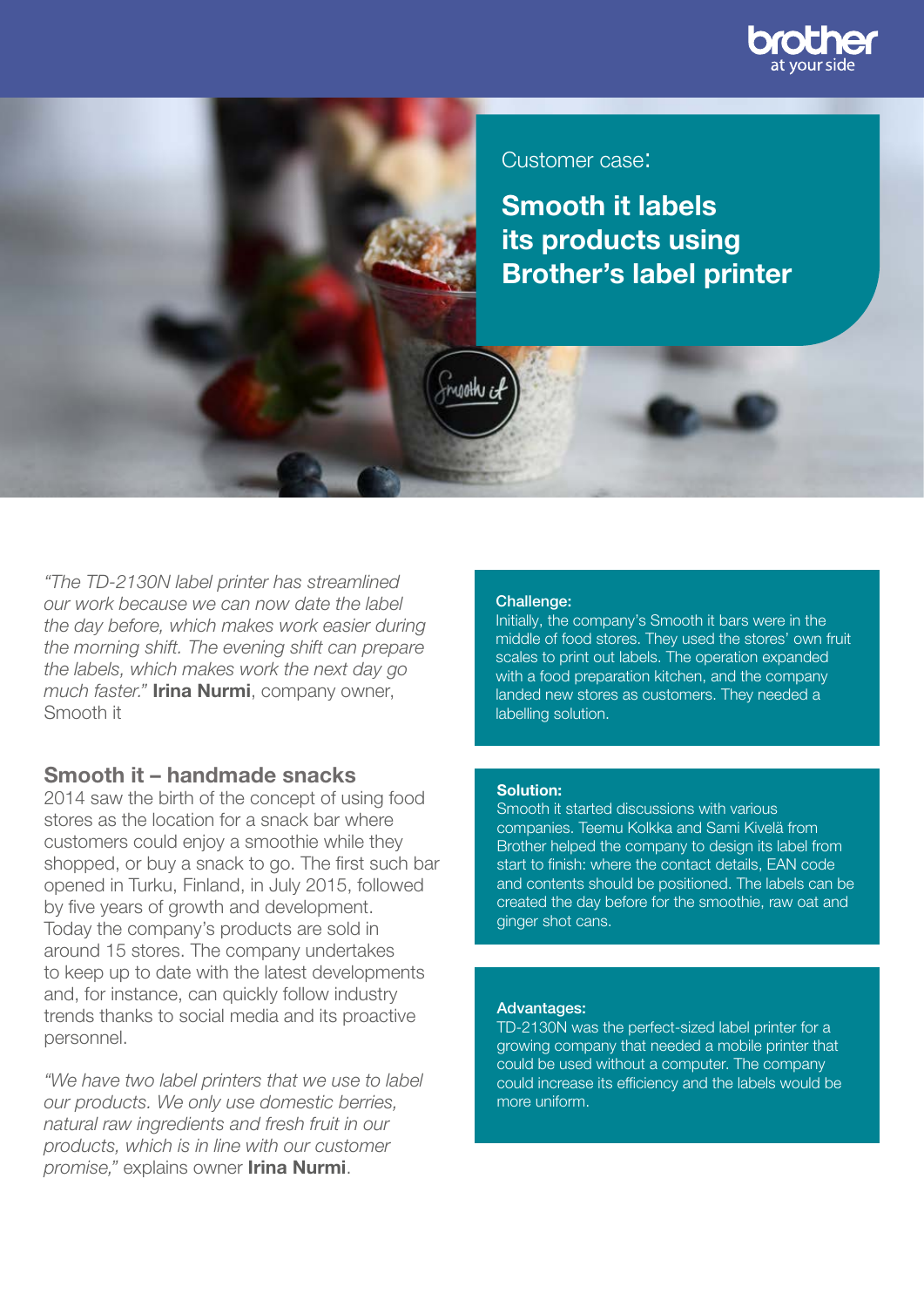Customer case:

# Smooth it labels its products using Brother's label printer

*"The TD-2130N label printer has streamlined our work because we can now date the label the day before, which makes work easier during the morning shift. The evening shift can prepare the labels, which makes work the next day go much faster."* **Irina Nurmi**, company owner, Smooth it

## Smooth it – handmade snacks

2014 saw the birth of the concept of using food stores as the location for a snack bar where customers could enjoy a smoothie while they shopped, or buy a snack to go. The first such bar opened in Turku, Finland, in July 2015, followed by five years of growth and development. Today the company's products are sold in around 15 stores. The company undertakes to keep up to date with the latest developments and, for instance, can quickly follow industry trends thanks to social media and its proactive personnel.

*"We have two label printers that we use to label our products. We only use domestic berries, natural raw ingredients and fresh fruit in our products, which is in line with our customer promise,"* explains owner **Irina Nurmi**.

**Challenge:**
Initially, the company's Smooth it bars were in the middle of food stores. They used the stores' own fruit scales to print out labels. The operation expanded with a food preparation kitchen, and the company landed new stores as customers. They needed a labelling solution.

**Solution:**
Smooth it started discussions with various companies. Teemu Kolkka and Sami Kivelä from Brother helped the company to design its label from start to finish: where the contact details, EAN code and contents should be positioned. The labels can be created the day before for the smoothie, raw oat and ginger shot cans.

**Advantages:**
TD-2130N was the perfect-sized label printer for a growing company that needed a mobile printer that could be used without a computer. The company could increase its efficiency and the labels would be more uniform.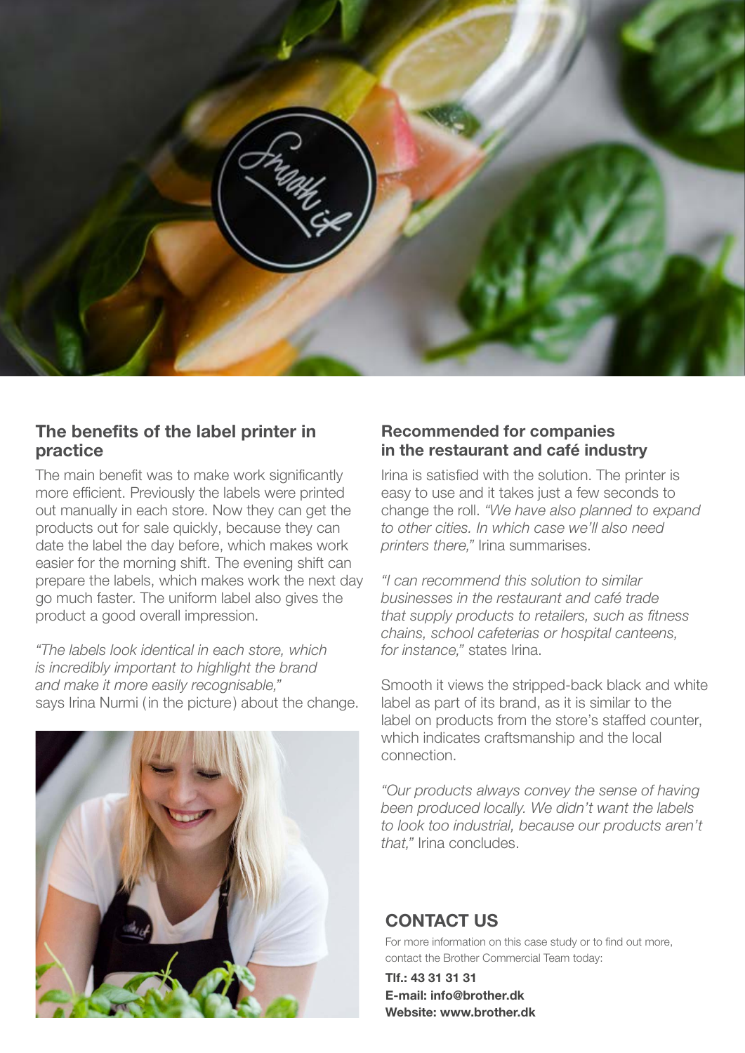## The benefits of the label printer in practice

The main benefit was to make work significantly more efficient. Previously the labels were printed out manually in each store. Now they can get the products out for sale quickly, because they can date the label the day before, which makes work easier for the morning shift. The evening shift can prepare the labels, which makes work the next day go much faster. The uniform label also gives the product a good overall impression.

*"The labels look identical in each store, which is incredibly important to highlight the brand and make it more easily recognisable,"* says Irina Nurmi (in the picture) about the change.

## Recommended for companies in the restaurant and café industry

Irina is satisfied with the solution. The printer is easy to use and it takes just a few seconds to change the roll. *"We have also planned to expand to other cities. In which case we'll also need printers there,"* Irina summarises.

*"I can recommend this solution to similar businesses in the restaurant and café trade that supply products to retailers, such as fitness chains, school cafeterias or hospital canteens, for instance,"* states Irina.

Smooth it views the stripped-back black and white label as part of its brand, as it is similar to the label on products from the store's staffed counter, which indicates craftsmanship and the local connection.

*"Our products always convey the sense of having been produced locally. We didn't want the labels to look too industrial, because our products aren't that,"* Irina concludes.

## CONTACT US

For more information on this case study or to find out more, contact the Brother Commercial Team today:

**Tlf.: 43 31 31 31**
**E-mail: info@brother.dk**
**Website: www.brother.dk**